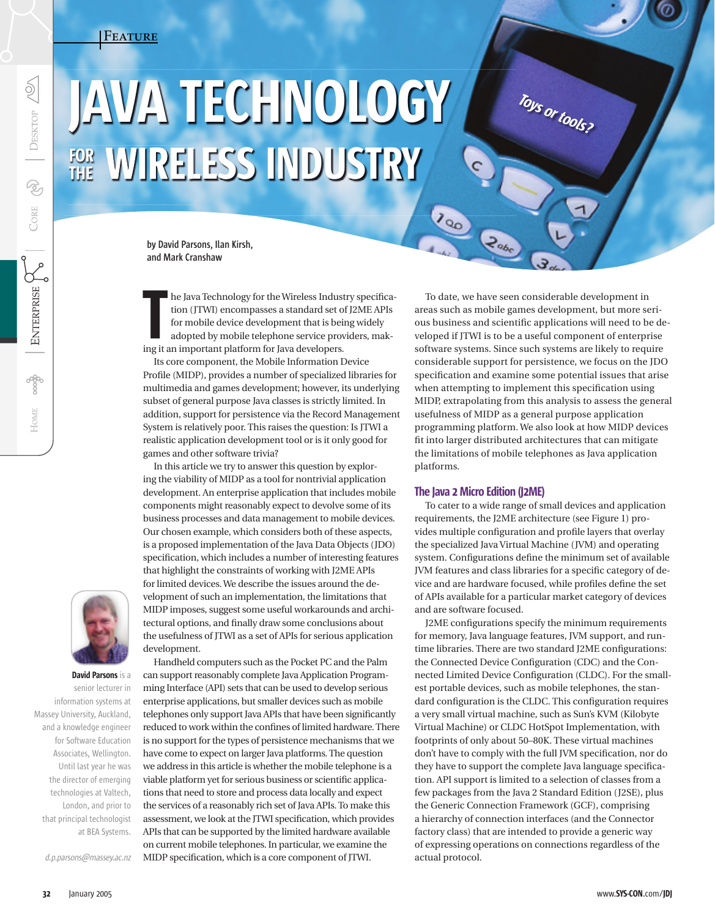# JAVA TECHNOLOGY FOR THE WIRELESS INDUSTRY

*Toys or tools?*

by David Parsons, Ilan Kirsh, and Mark Cranshaw

The Java Technology for the Wireless Industry specification (JTWI) encompasses a standard set of J2ME APIs for mobile device development that is being widely adopted by mobile telephone service providers, making it an important platform for Java developers.

Its core component, the Mobile Information Device Profile (MIDP), provides a number of specialized libraries for multimedia and games development; however, its underlying subset of general purpose Java classes is strictly limited. In addition, support for persistence via the Record Management System is relatively poor. This raises the question: Is JTWI a realistic application development tool or is it only good for games and other software trivia?

In this article we try to answer this question by exploring the viability of MIDP as a tool for nontrivial application development. An enterprise application that includes mobile components might reasonably expect to devolve some of its business processes and data management to mobile devices. Our chosen example, which considers both of these aspects, is a proposed implementation of the Java Data Objects (JDO) specification, which includes a number of interesting features that highlight the constraints of working with J2ME APIs for limited devices. We describe the issues around the development of such an implementation, the limitations that MIDP imposes, suggest some useful workarounds and architectural options, and finally draw some conclusions about the usefulness of JTWI as a set of APIs for serious application development.

Handheld computers such as the Pocket PC and the Palm can support reasonably complete Java Application Programming Interface (API) sets that can be used to develop serious enterprise applications, but smaller devices such as mobile telephones only support Java APIs that have been significantly reduced to work within the confines of limited hardware. There is no support for the types of persistence mechanisms that we have come to expect on larger Java platforms. The question we address in this article is whether the mobile telephone is a viable platform yet for serious business or scientific applications that need to store and process data locally and expect the services of a reasonably rich set of Java APIs. To make this assessment, we look at the JTWI specification, which provides APIs that can be supported by the limited hardware available on current mobile telephones. In particular, we examine the MIDP specification, which is a core component of JTWI.

To date, we have seen considerable development in areas such as mobile games development, but more serious business and scientific applications will need to be developed if JTWI is to be a useful component of enterprise software systems. Since such systems are likely to require considerable support for persistence, we focus on the JDO specification and examine some potential issues that arise when attempting to implement this specification using MIDP, extrapolating from this analysis to assess the general usefulness of MIDP as a general purpose application programming platform. We also look at how MIDP devices fit into larger distributed architectures that can mitigate the limitations of mobile telephones as Java application platforms.

## The Java 2 Micro Edition (J2ME)

To cater to a wide range of small devices and application requirements, the J2ME architecture (see Figure 1) provides multiple configuration and profile layers that overlay the specialized Java Virtual Machine (JVM) and operating system. Configurations define the minimum set of available JVM features and class libraries for a specific category of device and are hardware focused, while profiles define the set of APIs available for a particular market category of devices and are software focused.

J2ME configurations specify the minimum requirements for memory, Java language features, JVM support, and runtime libraries. There are two standard J2ME configurations: the Connected Device Configuration (CDC) and the Connected Limited Device Configuration (CLDC). For the smallest portable devices, such as mobile telephones, the standard configuration is the CLDC. This configuration requires a very small virtual machine, such as Sun's KVM (Kilobyte Virtual Machine) or CLDC HotSpot Implementation, with footprints of only about 50–80K. These virtual machines don't have to comply with the full JVM specification, nor do they have to support the complete Java language specification. API support is limited to a selection of classes from a few packages from the Java 2 Standard Edition (J2SE), plus the Generic Connection Framework (GCF), comprising a hierarchy of connection interfaces (and the Connector factory class) that are intended to provide a generic way of expressing operations on connections regardless of the actual protocol.

**David Parsons** is a senior lecturer in information systems at Massey University, Auckland, and a knowledge engineer for Software Education Associates, Wellington. Until last year he was the director of emerging technologies at Valtech, London, and prior to that principal technologist at BEA Systems.

*d.p.parsons@massey.ac.nz*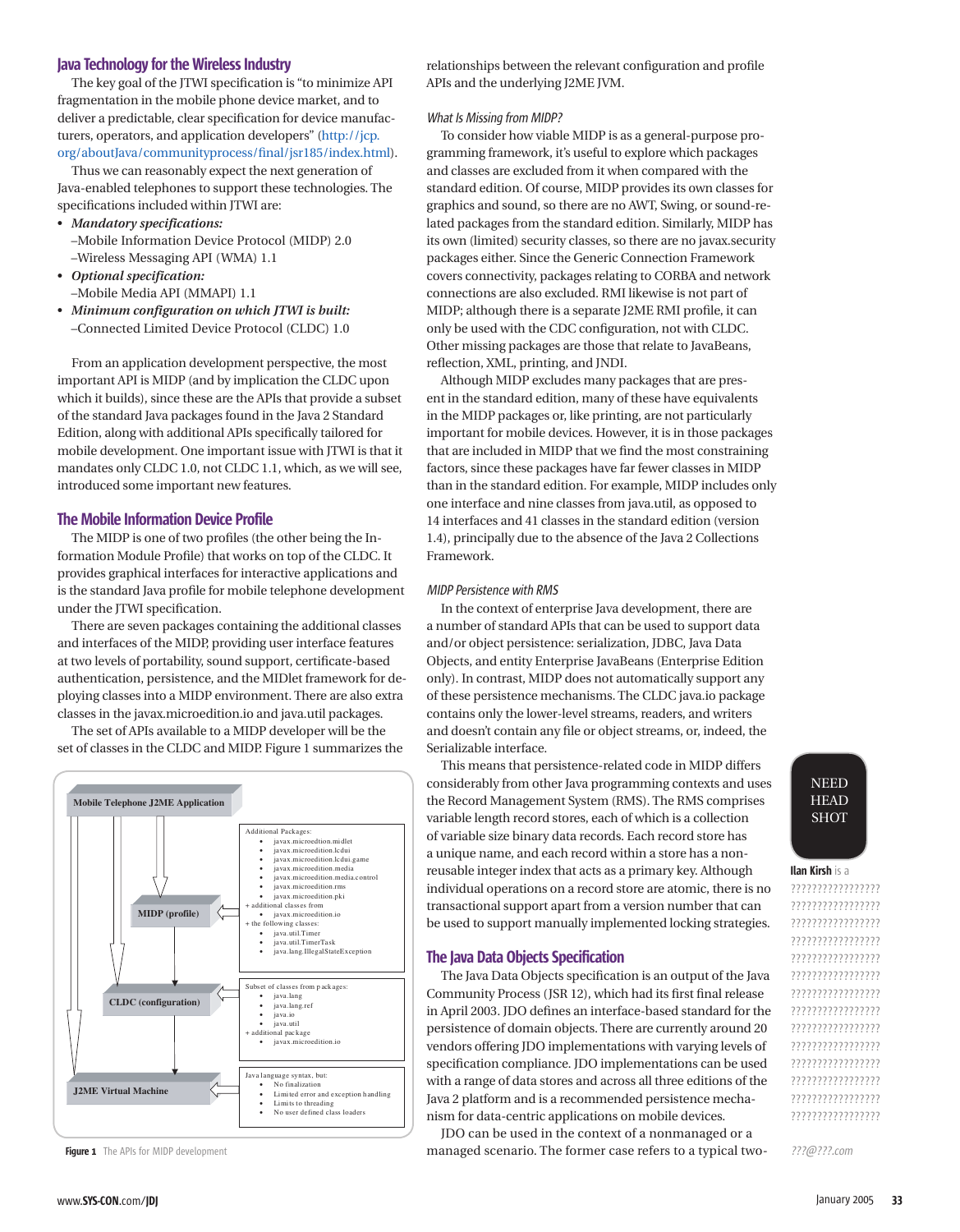## Java Technology for the Wireless Industry

The key goal of the JTWI specification is "to minimize API fragmentation in the mobile phone device market, and to deliver a predictable, clear specification for device manufacturers, operators, and application developers" (http://jcp.org/aboutJava/communityprocess/final/jsr185/index.html).

Thus we can reasonably expect the next generation of Java-enabled telephones to support these technologies. The specifications included within JTWI are:

- ***Mandatory specifications:***
  –Mobile Information Device Protocol (MIDP) 2.0
  –Wireless Messaging API (WMA) 1.1
- ***Optional specification:***
  –Mobile Media API (MMAPI) 1.1
- ***Minimum configuration on which JTWI is built:***
  –Connected Limited Device Protocol (CLDC) 1.0

From an application development perspective, the most important API is MIDP (and by implication the CLDC upon which it builds), since these are the APIs that provide a subset of the standard Java packages found in the Java 2 Standard Edition, along with additional APIs specifically tailored for mobile development. One important issue with JTWI is that it mandates only CLDC 1.0, not CLDC 1.1, which, as we will see, introduced some important new features.

## The Mobile Information Device Profile

The MIDP is one of two profiles (the other being the Information Module Profile) that works on top of the CLDC. It provides graphical interfaces for interactive applications and is the standard Java profile for mobile telephone development under the JTWI specification.

There are seven packages containing the additional classes and interfaces of the MIDP, providing user interface features at two levels of portability, sound support, certificate-based authentication, persistence, and the MIDlet framework for deploying classes into a MIDP environment. There are also extra classes in the javax.microedition.io and java.util packages.

The set of APIs available to a MIDP developer will be the set of classes in the CLDC and MIDP. Figure 1 summarizes the relationships between the relevant configuration and profile APIs and the underlying J2ME JVM.

**Mobile Telephone J2ME Application**

**MIDP (profile)**
Additional Packages:
- javax.microedition.midlet
- javax.microedition.lcdui
- javax.microedition.lcdui.game
- javax.microedition.media
- javax.microedition.media.control
- javax.microedition.rms
- javax.microedition.pki

+ additional classes from
- javax.microedition.io

+ the following classes:
- java.util.Timer
- java.util.TimerTask
- java.lang.IllegalStateException

**CLDC (configuration)**
Subset of classes from packages:
- java.lang
- java.lang.ref
- java.io
- java.util

+ additional package
- javax.microedition.io

**J2ME Virtual Machine**
Java language syntax, but:
- No finalization
- Limited error and exception handling
- Limits to threading
- No user defined class loaders

**Figure 1** The APIs for MIDP development

### *What Is Missing from MIDP?*

To consider how viable MIDP is as a general-purpose programming framework, it's useful to explore which packages and classes are excluded from it when compared with the standard edition. Of course, MIDP provides its own classes for graphics and sound, so there are no AWT, Swing, or sound-related packages from the standard edition. Similarly, MIDP has its own (limited) security classes, so there are no javax.security packages either. Since the Generic Connection Framework covers connectivity, packages relating to CORBA and network connections are also excluded. RMI likewise is not part of MIDP; although there is a separate J2ME RMI profile, it can only be used with the CDC configuration, not with CLDC. Other missing packages are those that relate to JavaBeans, reflection, XML, printing, and JNDI.

Although MIDP excludes many packages that are present in the standard edition, many of these have equivalents in the MIDP packages or, like printing, are not particularly important for mobile devices. However, it is in those packages that are included in MIDP that we find the most constraining factors, since these packages have far fewer classes in MIDP than in the standard edition. For example, MIDP includes only one interface and nine classes from java.util, as opposed to 14 interfaces and 41 classes in the standard edition (version 1.4), principally due to the absence of the Java 2 Collections Framework.

### *MIDP Persistence with RMS*

In the context of enterprise Java development, there are a number of standard APIs that can be used to support data and/or object persistence: serialization, JDBC, Java Data Objects, and entity Enterprise JavaBeans (Enterprise Edition only). In contrast, MIDP does not automatically support any of these persistence mechanisms. The CLDC java.io package contains only the lower-level streams, readers, and writers and doesn't contain any file or object streams, or, indeed, the Serializable interface.

This means that persistence-related code in MIDP differs considerably from other Java programming contexts and uses the Record Management System (RMS). The RMS comprises variable length record stores, each of which is a collection of variable size binary data records. Each record store has a unique name, and each record within a store has a non-reusable integer index that acts as a primary key. Although individual operations on a record store are atomic, there is no transactional support apart from a version number that can be used to support manually implemented locking strategies.

## The Java Data Objects Specification

The Java Data Objects specification is an output of the Java Community Process (JSR 12), which had its first final release in April 2003. JDO defines an interface-based standard for the persistence of domain objects. There are currently around 20 vendors offering JDO implementations with varying levels of specification compliance. JDO implementations can be used with a range of data stores and across all three editions of the Java 2 platform and is a recommended persistence mechanism for data-centric applications on mobile devices.

JDO can be used in the context of a nonmanaged or a managed scenario. The former case refers to a typical two-

NEED HEAD SHOT

**Ilan Kirsh** is a ???????????????? ???????????????? ???????????????? ???????????????? ???????????????? ???????????????? ???????????????? ???????????????? ???????????????? ???????????????? ???????????????? ???????????????? ???????????????? ????????????????

*???@???.com*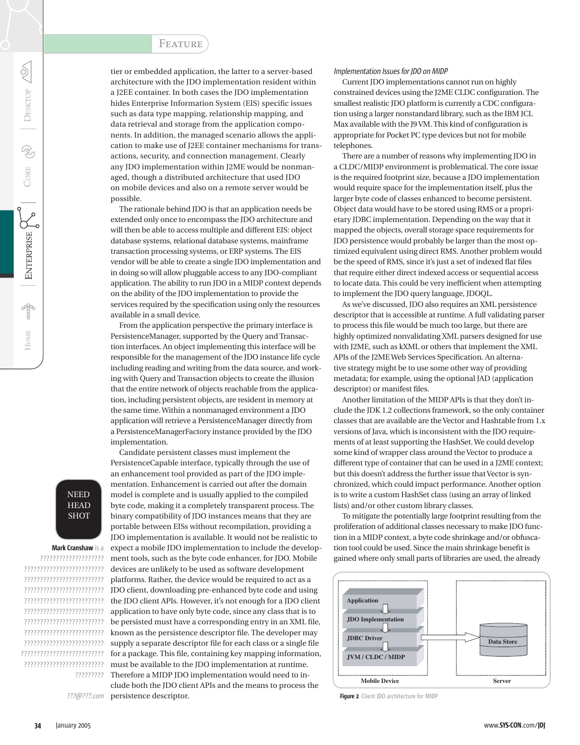tier or embedded application, the latter to a server-based architecture with the JDO implementation resident within a J2EE container. In both cases the JDO implementation hides Enterprise Information System (EIS) specific issues such as data type mapping, relationship mapping, and data retrieval and storage from the application components. In addition, the managed scenario allows the application to make use of J2EE container mechanisms for transactions, security, and connection management. Clearly any JDO implementation within J2ME would be nonmanaged, though a distributed architecture that used JDO on mobile devices and also on a remote server would be possible.

The rationale behind JDO is that an application needs be extended only once to encompass the JDO architecture and will then be able to access multiple and different EIS: object database systems, relational database systems, mainframe transaction processing systems, or ERP systems. The EIS vendor will be able to create a single JDO implementation and in doing so will allow pluggable access to any JDO-compliant application. The ability to run JDO in a MIDP context depends on the ability of the JDO implementation to provide the services required by the specification using only the resources available in a small device.

From the application perspective the primary interface is PersistenceManager, supported by the Query and Transaction interfaces. An object implementing this interface will be responsible for the management of the JDO instance life cycle including reading and writing from the data source, and working with Query and Transaction objects to create the illusion that the entire network of objects reachable from the application, including persistent objects, are resident in memory at the same time. Within a nonmanaged environment a JDO application will retrieve a PersistenceManager directly from a PersistenceManagerFactory instance provided by the JDO implementation.

Candidate persistent classes must implement the PersistenceCapable interface, typically through the use of an enhancement tool provided as part of the JDO implementation. Enhancement is carried out after the domain model is complete and is usually applied to the compiled byte code, making it a completely transparent process. The binary compatibility of JDO instances means that they are portable between EISs without recompilation, providing a JDO implementation is available. It would not be realistic to expect a mobile JDO implementation to include the development tools, such as the byte code enhancer, for JDO. Mobile devices are unlikely to be used as software development platforms. Rather, the device would be required to act as a JDO client, downloading pre-enhanced byte code and using the JDO client APIs. However, it's not enough for a JDO client application to have only byte code, since any class that is to be persisted must have a corresponding entry in an XML file, known as the persistence descriptor file. The developer may supply a separate descriptor file for each class or a single file for a package. This file, containing key mapping information, must be available to the JDO implementation at runtime. Therefore a MIDP JDO implementation would need to include both the JDO client APIs and the means to process the persistence descriptor.

*Implementation Issues for JDO on MIDP*

Current JDO implementations cannot run on highly constrained devices using the J2ME CLDC configuration. The smallest realistic JDO platform is currently a CDC configuration using a larger nonstandard library, such as the IBM JCL Max available with the J9 VM. This kind of configuration is appropriate for Pocket PC type devices but not for mobile telephones.

There are a number of reasons why implementing JDO in a CLDC/MIDP environment is problematical. The core issue is the required footprint size, because a JDO implementation would require space for the implementation itself, plus the larger byte code of classes enhanced to become persistent. Object data would have to be stored using RMS or a proprietary JDBC implementation. Depending on the way that it mapped the objects, overall storage space requirements for JDO persistence would probably be larger than the most optimized equivalent using direct RMS. Another problem would be the speed of RMS, since it's just a set of indexed flat files that require either direct indexed access or sequential access to locate data. This could be very inefficient when attempting to implement the JDO query language, JDOQL.

As we've discussed, JDO also requires an XML persistence descriptor that is accessible at runtime. A full validating parser to process this file would be much too large, but there are highly optimized nonvalidating XML parsers designed for use with J2ME, such as kXML or others that implement the XML APIs of the J2ME Web Services Specification. An alternative strategy might be to use some other way of providing metadata; for example, using the optional JAD (application descriptor) or manifest files.

Another limitation of the MIDP APIs is that they don't include the JDK 1.2 collections framework, so the only container classes that are available are the Vector and Hashtable from 1.x versions of Java, which is inconsistent with the JDO requirements of at least supporting the HashSet. We could develop some kind of wrapper class around the Vector to produce a different type of container that can be used in a J2ME context; but this doesn't address the further issue that Vector is synchronized, which could impact performance. Another option is to write a custom HashSet class (using an array of linked lists) and/or other custom library classes.

To mitigate the potentially large footprint resulting from the proliferation of additional classes necessary to make JDO function in a MIDP context, a byte code shrinkage and/or obfuscation tool could be used. Since the main shrinkage benefit is gained where only small parts of libraries are used, the already

Mobile Device: Application → JDO Implementation → JDBC Driver → JVM / CLDC / MIDP; JDBC Driver → Data Store (Server)

**Figure 2** Client JDO architecture for MIDP

**Mark Cranshaw** is a ???????????????????? ??????????????????????? ??????????????????????? ??????????????????????? ??????????????????????? ??????????????????????? ??????????????????????? ??????????????????????? ??????????????????????? ??????????????????????? ??????????????????????? ?????????

*???@???.com*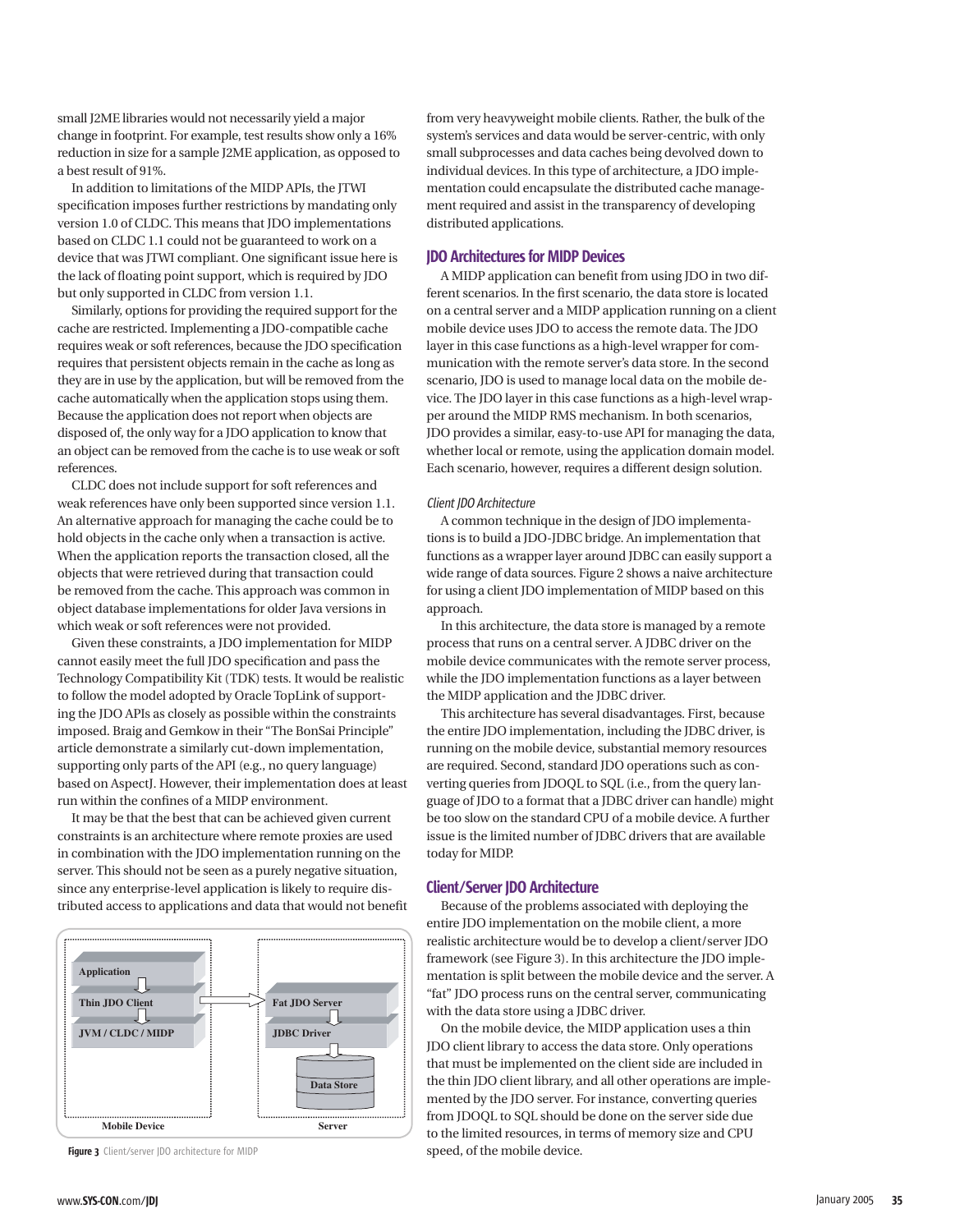small J2ME libraries would not necessarily yield a major change in footprint. For example, test results show only a 16% reduction in size for a sample J2ME application, as opposed to a best result of 91%.

In addition to limitations of the MIDP APIs, the JTWI specification imposes further restrictions by mandating only version 1.0 of CLDC. This means that JDO implementations based on CLDC 1.1 could not be guaranteed to work on a device that was JTWI compliant. One significant issue here is the lack of floating point support, which is required by JDO but only supported in CLDC from version 1.1.

Similarly, options for providing the required support for the cache are restricted. Implementing a JDO-compatible cache requires weak or soft references, because the JDO specification requires that persistent objects remain in the cache as long as they are in use by the application, but will be removed from the cache automatically when the application stops using them. Because the application does not report when objects are disposed of, the only way for a JDO application to know that an object can be removed from the cache is to use weak or soft references.

CLDC does not include support for soft references and weak references have only been supported since version 1.1. An alternative approach for managing the cache could be to hold objects in the cache only when a transaction is active. When the application reports the transaction closed, all the objects that were retrieved during that transaction could be removed from the cache. This approach was common in object database implementations for older Java versions in which weak or soft references were not provided.

Given these constraints, a JDO implementation for MIDP cannot easily meet the full JDO specification and pass the Technology Compatibility Kit (TDK) tests. It would be realistic to follow the model adopted by Oracle TopLink of supporting the JDO APIs as closely as possible within the constraints imposed. Braig and Gemkow in their "The BonSai Principle" article demonstrate a similarly cut-down implementation, supporting only parts of the API (e.g., no query language) based on AspectJ. However, their implementation does at least run within the confines of a MIDP environment.

It may be that the best that can be achieved given current constraints is an architecture where remote proxies are used in combination with the JDO implementation running on the server. This should not be seen as a purely negative situation, since any enterprise-level application is likely to require distributed access to applications and data that would not benefit from very heavyweight mobile clients. Rather, the bulk of the system's services and data would be server-centric, with only small subprocesses and data caches being devolved down to individual devices. In this type of architecture, a JDO implementation could encapsulate the distributed cache management required and assist in the transparency of developing distributed applications.

## JDO Architectures for MIDP Devices

A MIDP application can benefit from using JDO in two different scenarios. In the first scenario, the data store is located on a central server and a MIDP application running on a client mobile device uses JDO to access the remote data. The JDO layer in this case functions as a high-level wrapper for communication with the remote server's data store. In the second scenario, JDO is used to manage local data on the mobile device. The JDO layer in this case functions as a high-level wrapper around the MIDP RMS mechanism. In both scenarios, JDO provides a similar, easy-to-use API for managing the data, whether local or remote, using the application domain model. Each scenario, however, requires a different design solution.

### *Client JDO Architecture*

A common technique in the design of JDO implementations is to build a JDO-JDBC bridge. An implementation that functions as a wrapper layer around JDBC can easily support a wide range of data sources. Figure 2 shows a naive architecture for using a client JDO implementation of MIDP based on this approach.

In this architecture, the data store is managed by a remote process that runs on a central server. A JDBC driver on the mobile device communicates with the remote server process, while the JDO implementation functions as a layer between the MIDP application and the JDBC driver.

This architecture has several disadvantages. First, because the entire JDO implementation, including the JDBC driver, is running on the mobile device, substantial memory resources are required. Second, standard JDO operations such as converting queries from JDOQL to SQL (i.e., from the query language of JDO to a format that a JDBC driver can handle) might be too slow on the standard CPU of a mobile device. A further issue is the limited number of JDBC drivers that are available today for MIDP.

## Client/Server JDO Architecture

Because of the problems associated with deploying the entire JDO implementation on the mobile client, a more realistic architecture would be to develop a client/server JDO framework (see Figure 3). In this architecture the JDO implementation is split between the mobile device and the server. A "fat" JDO process runs on the central server, communicating with the data store using a JDBC driver.

On the mobile device, the MIDP application uses a thin JDO client library to access the data store. Only operations that must be implemented on the client side are included in the thin JDO client library, and all other operations are implemented by the JDO server. For instance, converting queries from JDOQL to SQL should be done on the server side due to the limited resources, in terms of memory size and CPU speed, of the mobile device.

Application | Thin JDO Client | JVM / CLDC / MIDP — Mobile Device
Fat JDO Server | JDBC Driver | Data Store — Server

**Figure 3** Client/server JDO architecture for MIDP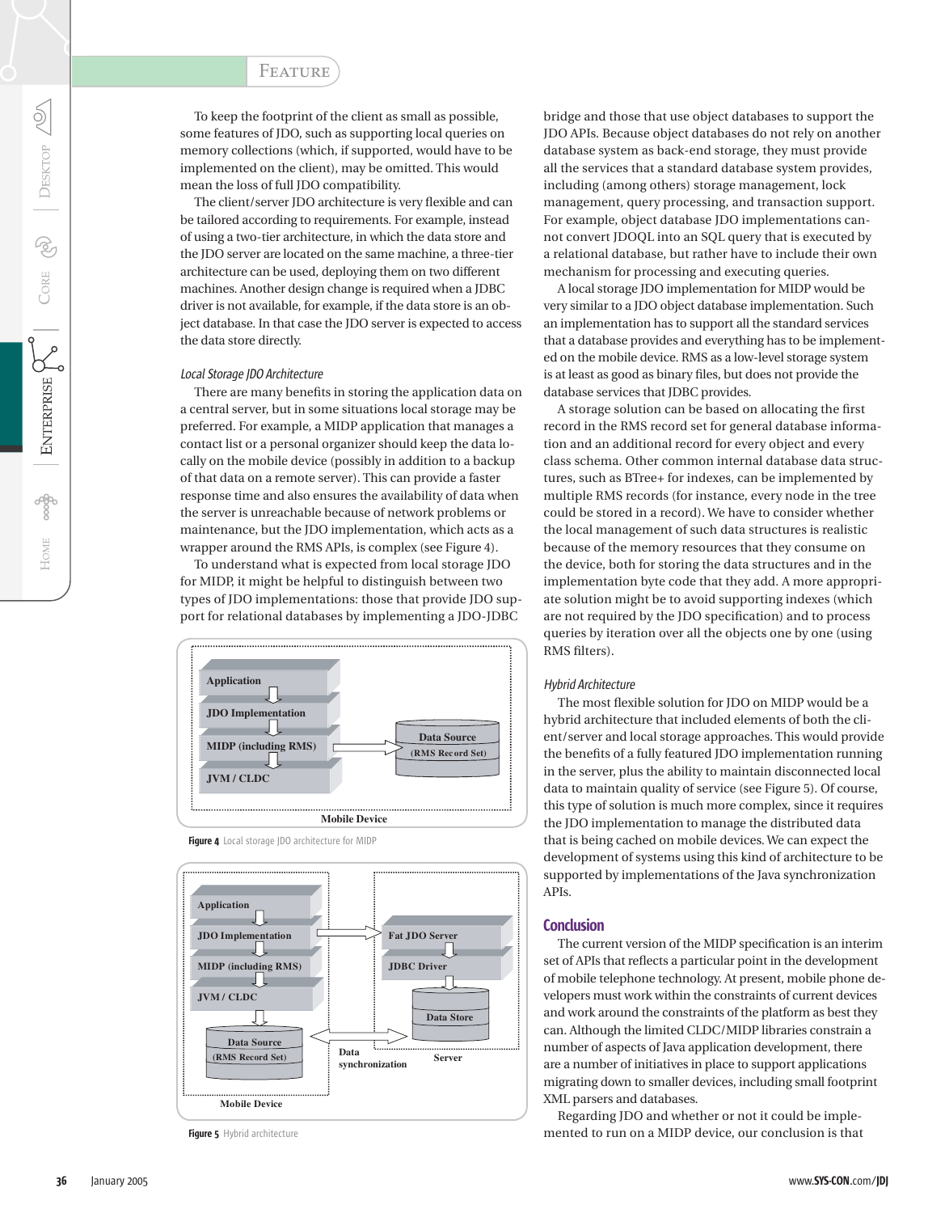To keep the footprint of the client as small as possible, some features of JDO, such as supporting local queries on memory collections (which, if supported, would have to be implemented on the client), may be omitted. This would mean the loss of full JDO compatibility.

The client/server JDO architecture is very flexible and can be tailored according to requirements. For example, instead of using a two-tier architecture, in which the data store and the JDO server are located on the same machine, a three-tier architecture can be used, deploying them on two different machines. Another design change is required when a JDBC driver is not available, for example, if the data store is an object database. In that case the JDO server is expected to access the data store directly.

*Local Storage JDO Architecture*

There are many benefits in storing the application data on a central server, but in some situations local storage may be preferred. For example, a MIDP application that manages a contact list or a personal organizer should keep the data locally on the mobile device (possibly in addition to a backup of that data on a remote server). This can provide a faster response time and also ensures the availability of data when the server is unreachable because of network problems or maintenance, but the JDO implementation, which acts as a wrapper around the RMS APIs, is complex (see Figure 4).

To understand what is expected from local storage JDO for MIDP, it might be helpful to distinguish between two types of JDO implementations: those that provide JDO support for relational databases by implementing a JDO-JDBC bridge and those that use object databases to support the JDO APIs. Because object databases do not rely on another database system as back-end storage, they must provide all the services that a standard database system provides, including (among others) storage management, lock management, query processing, and transaction support. For example, object database JDO implementations cannot convert JDOQL into an SQL query that is executed by a relational database, but rather have to include their own mechanism for processing and executing queries.

A local storage JDO implementation for MIDP would be very similar to a JDO object database implementation. Such an implementation has to support all the standard services that a database provides and everything has to be implemented on the mobile device. RMS as a low-level storage system is at least as good as binary files, but does not provide the database services that JDBC provides.

A storage solution can be based on allocating the first record in the RMS record set for general database information and an additional record for every object and every class schema. Other common internal database data structures, such as BTree+ for indexes, can be implemented by multiple RMS records (for instance, every node in the tree could be stored in a record). We have to consider whether the local management of such data structures is realistic because of the memory resources that they consume on the device, both for storing the data structures and in the implementation byte code that they add. A more appropriate solution might be to avoid supporting indexes (which are not required by the JDO specification) and to process queries by iteration over all the objects one by one (using RMS filters).

Application
JDO Implementation
MIDP (including RMS)
JVM / CLDC
Data Source (RMS Record Set)
Mobile Device

**Figure 4** Local storage JDO architecture for MIDP

Application
JDO Implementation
MIDP (including RMS)
JVM / CLDC
Data Source (RMS Record Set)
Mobile Device
Fat JDO Server
JDBC Driver
Data Store
Server
Data synchronization

**Figure 5** Hybrid architecture

*Hybrid Architecture*

The most flexible solution for JDO on MIDP would be a hybrid architecture that included elements of both the client/server and local storage approaches. This would provide the benefits of a fully featured JDO implementation running in the server, plus the ability to maintain disconnected local data to maintain quality of service (see Figure 5). Of course, this type of solution is much more complex, since it requires the JDO implementation to manage the distributed data that is being cached on mobile devices. We can expect the development of systems using this kind of architecture to be supported by implementations of the Java synchronization APIs.

## Conclusion

The current version of the MIDP specification is an interim set of APIs that reflects a particular point in the development of mobile telephone technology. At present, mobile phone developers must work within the constraints of current devices and work around the constraints of the platform as best they can. Although the limited CLDC/MIDP libraries constrain a number of aspects of Java application development, there are a number of initiatives in place to support applications migrating down to smaller devices, including small footprint XML parsers and databases.

Regarding JDO and whether or not it could be implemented to run on a MIDP device, our conclusion is that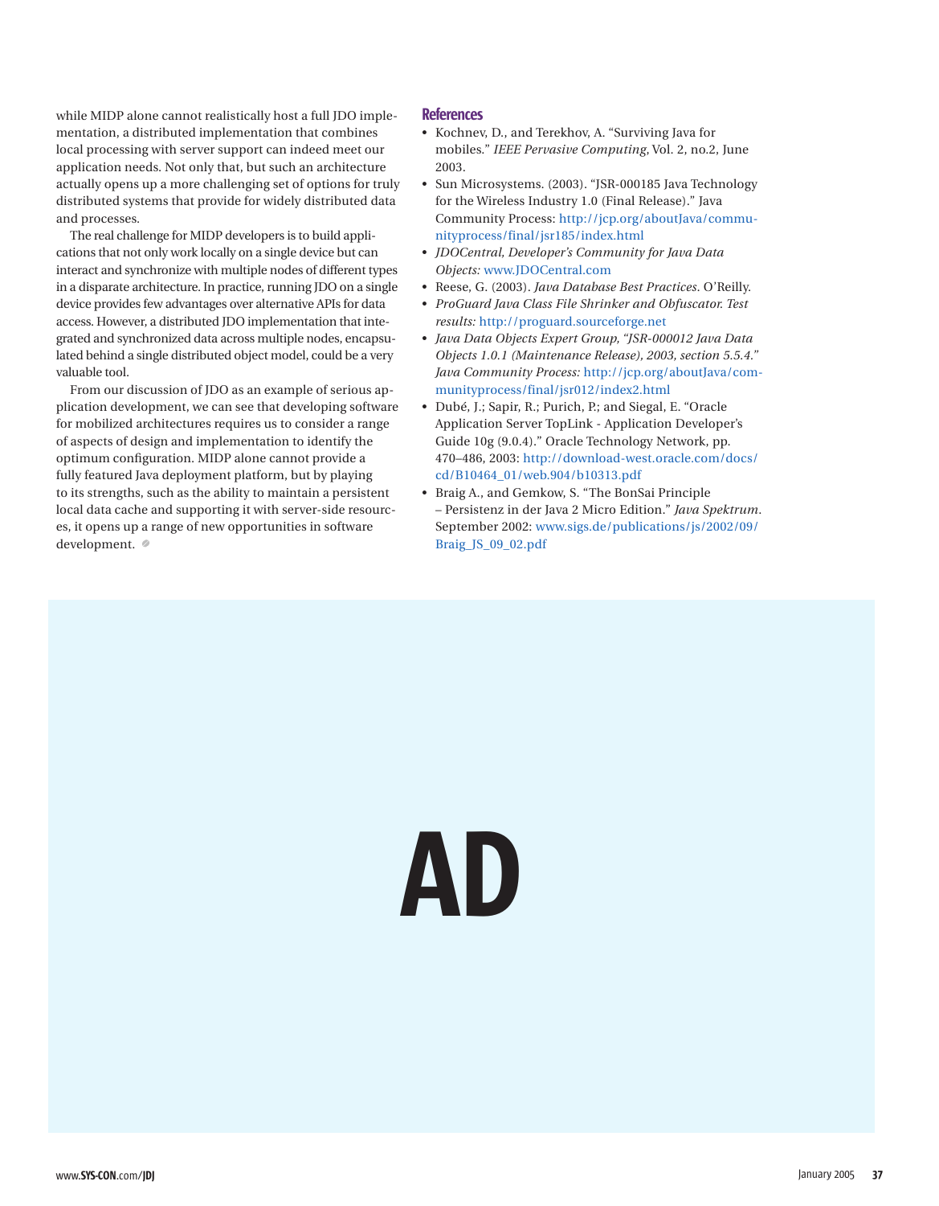while MIDP alone cannot realistically host a full JDO implementation, a distributed implementation that combines local processing with server support can indeed meet our application needs. Not only that, but such an architecture actually opens up a more challenging set of options for truly distributed systems that provide for widely distributed data and processes.

The real challenge for MIDP developers is to build applications that not only work locally on a single device but can interact and synchronize with multiple nodes of different types in a disparate architecture. In practice, running JDO on a single device provides few advantages over alternative APIs for data access. However, a distributed JDO implementation that integrated and synchronized data across multiple nodes, encapsulated behind a single distributed object model, could be a very valuable tool.

From our discussion of JDO as an example of serious application development, we can see that developing software for mobilized architectures requires us to consider a range of aspects of design and implementation to identify the optimum configuration. MIDP alone cannot provide a fully featured Java deployment platform, but by playing to its strengths, such as the ability to maintain a persistent local data cache and supporting it with server-side resources, it opens up a range of new opportunities in software development.

## References

- Kochnev, D., and Terekhov, A. "Surviving Java for mobiles." *IEEE Pervasive Computing*, Vol. 2, no.2, June 2003.
- Sun Microsystems. (2003). "JSR-000185 Java Technology for the Wireless Industry 1.0 (Final Release)." Java Community Process: http://jcp.org/aboutJava/communityprocess/final/jsr185/index.html
- *JDOCentral, Developer's Community for Java Data Objects:* www.JDOCentral.com
- Reese, G. (2003). *Java Database Best Practices*. O'Reilly.
- *ProGuard Java Class File Shrinker and Obfuscator. Test results:* http://proguard.sourceforge.net
- *Java Data Objects Expert Group, "JSR-000012 Java Data Objects 1.0.1 (Maintenance Release), 2003, section 5.5.4." Java Community Process:* http://jcp.org/aboutJava/communityprocess/final/jsr012/index2.html
- Dubé, J.; Sapir, R.; Purich, P.; and Siegal, E. "Oracle Application Server TopLink - Application Developer's Guide 10g (9.0.4)." Oracle Technology Network, pp. 470–486, 2003: http://download-west.oracle.com/docs/cd/B10464_01/web.904/b10313.pdf
- Braig A., and Gemkow, S. "The BonSai Principle – Persistenz in der Java 2 Micro Edition." *Java Spektrum*. September 2002: www.sigs.de/publications/js/2002/09/Braig_JS_09_02.pdf

AD